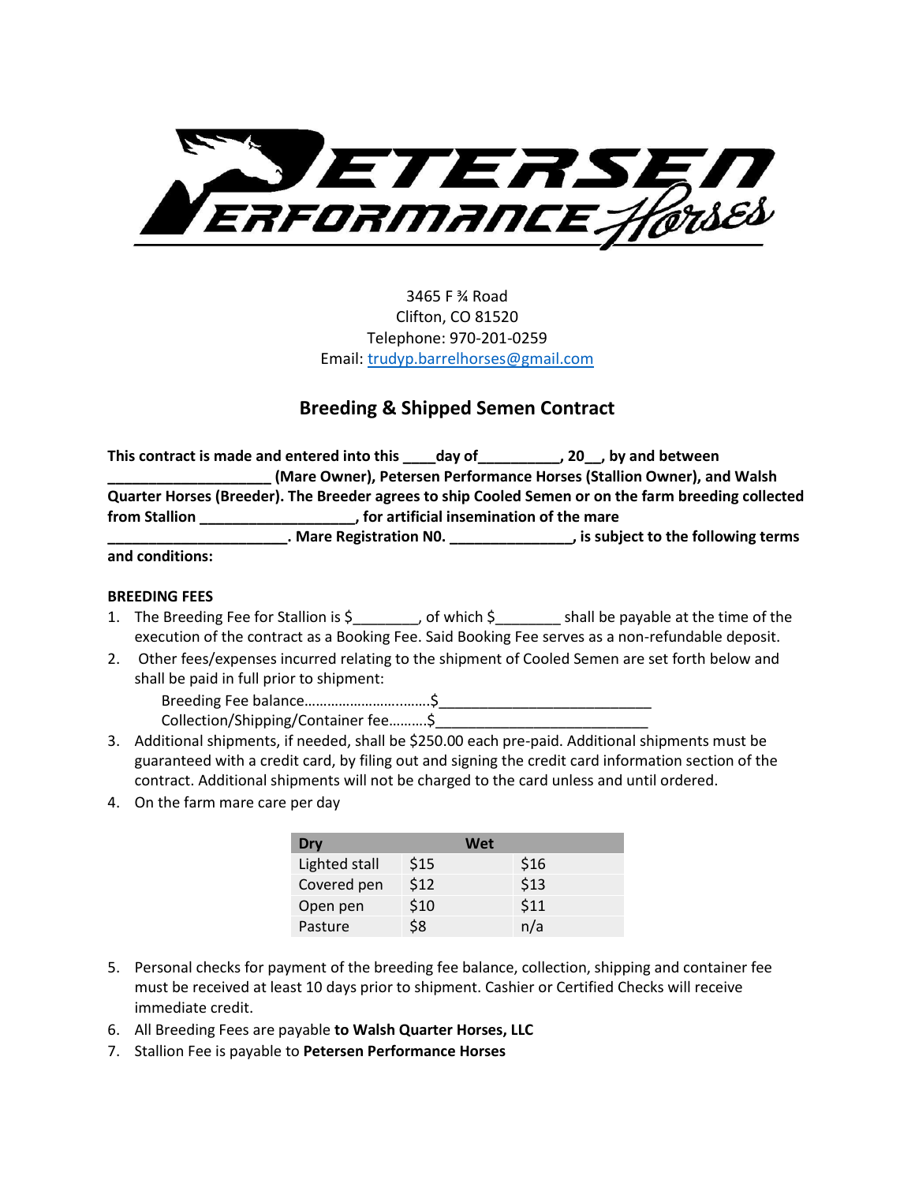# PETERSEN PERFORMANCE Horses

3465 F ¾ Road
Clifton, CO 81520
Telephone: 970-201-0259
Email: trudyp.barrelhorses@gmail.com

## Breeding & Shipped Semen Contract

**This contract is made and entered into this ____day of__________, 20__, by and between ____________________ (Mare Owner), Petersen Performance Horses (Stallion Owner), and Walsh Quarter Horses (Breeder). The Breeder agrees to ship Cooled Semen or on the farm breeding collected from Stallion ___________________, for artificial insemination of the mare ______________________. Mare Registration N0. _______________, is subject to the following terms and conditions:**

**BREEDING FEES**

1. The Breeding Fee for Stallion is $________, of which $________ shall be payable at the time of the execution of the contract as a Booking Fee. Said Booking Fee serves as a non-refundable deposit.
2. Other fees/expenses incurred relating to the shipment of Cooled Semen are set forth below and shall be paid in full prior to shipment:

   Breeding Fee balance…………………………..$__________________________

   Collection/Shipping/Container fee……….$__________________________
3. Additional shipments, if needed, shall be $250.00 each pre-paid. Additional shipments must be guaranteed with a credit card, by filing out and signing the credit card information section of the contract. Additional shipments will not be charged to the card unless and until ordered.
4. On the farm mare care per day

| Dry | | Wet |
|---|---|---|
| Lighted stall | $15 | $16 |
| Covered pen | $12 | $13 |
| Open pen | $10 | $11 |
| Pasture | $8 | n/a |

5. Personal checks for payment of the breeding fee balance, collection, shipping and container fee must be received at least 10 days prior to shipment. Cashier or Certified Checks will receive immediate credit.
6. All Breeding Fees are payable **to Walsh Quarter Horses, LLC**
7. Stallion Fee is payable to **Petersen Performance Horses**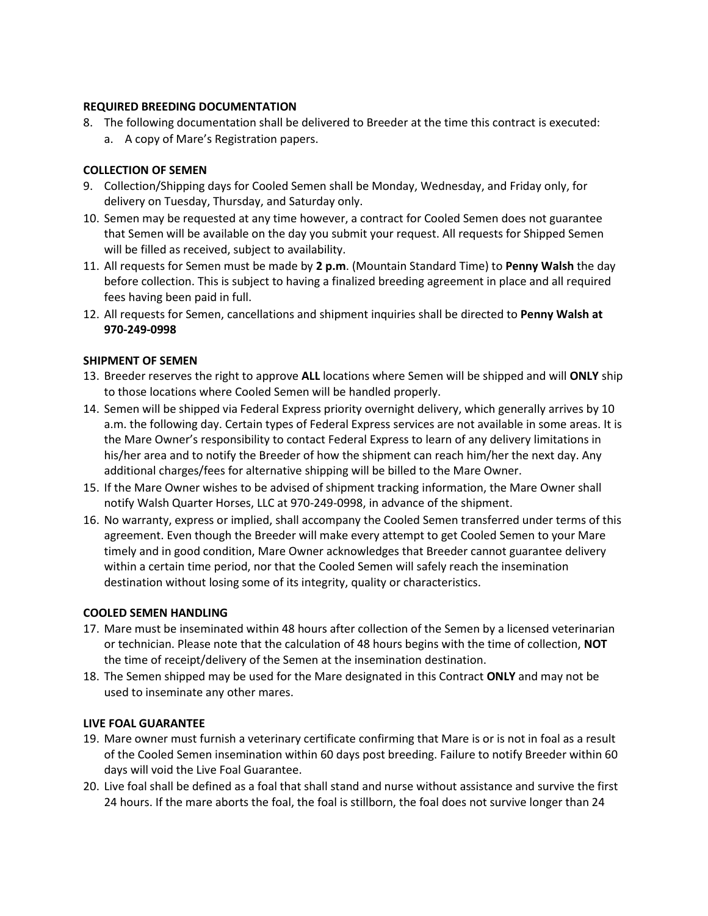**REQUIRED BREEDING DOCUMENTATION**

8. The following documentation shall be delivered to Breeder at the time this contract is executed:
   a. A copy of Mare's Registration papers.

**COLLECTION OF SEMEN**

9. Collection/Shipping days for Cooled Semen shall be Monday, Wednesday, and Friday only, for delivery on Tuesday, Thursday, and Saturday only.
10. Semen may be requested at any time however, a contract for Cooled Semen does not guarantee that Semen will be available on the day you submit your request. All requests for Shipped Semen will be filled as received, subject to availability.
11. All requests for Semen must be made by **2 p.m**. (Mountain Standard Time) to **Penny Walsh** the day before collection. This is subject to having a finalized breeding agreement in place and all required fees having been paid in full.
12. All requests for Semen, cancellations and shipment inquiries shall be directed to **Penny Walsh at 970-249-0998**

**SHIPMENT OF SEMEN**

13. Breeder reserves the right to approve **ALL** locations where Semen will be shipped and will **ONLY** ship to those locations where Cooled Semen will be handled properly.
14. Semen will be shipped via Federal Express priority overnight delivery, which generally arrives by 10 a.m. the following day. Certain types of Federal Express services are not available in some areas. It is the Mare Owner's responsibility to contact Federal Express to learn of any delivery limitations in his/her area and to notify the Breeder of how the shipment can reach him/her the next day. Any additional charges/fees for alternative shipping will be billed to the Mare Owner.
15. If the Mare Owner wishes to be advised of shipment tracking information, the Mare Owner shall notify Walsh Quarter Horses, LLC at 970-249-0998, in advance of the shipment.
16. No warranty, express or implied, shall accompany the Cooled Semen transferred under terms of this agreement. Even though the Breeder will make every attempt to get Cooled Semen to your Mare timely and in good condition, Mare Owner acknowledges that Breeder cannot guarantee delivery within a certain time period, nor that the Cooled Semen will safely reach the insemination destination without losing some of its integrity, quality or characteristics.

**COOLED SEMEN HANDLING**

17. Mare must be inseminated within 48 hours after collection of the Semen by a licensed veterinarian or technician. Please note that the calculation of 48 hours begins with the time of collection, **NOT** the time of receipt/delivery of the Semen at the insemination destination.
18. The Semen shipped may be used for the Mare designated in this Contract **ONLY** and may not be used to inseminate any other mares.

**LIVE FOAL GUARANTEE**

19. Mare owner must furnish a veterinary certificate confirming that Mare is or is not in foal as a result of the Cooled Semen insemination within 60 days post breeding. Failure to notify Breeder within 60 days will void the Live Foal Guarantee.
20. Live foal shall be defined as a foal that shall stand and nurse without assistance and survive the first 24 hours. If the mare aborts the foal, the foal is stillborn, the foal does not survive longer than 24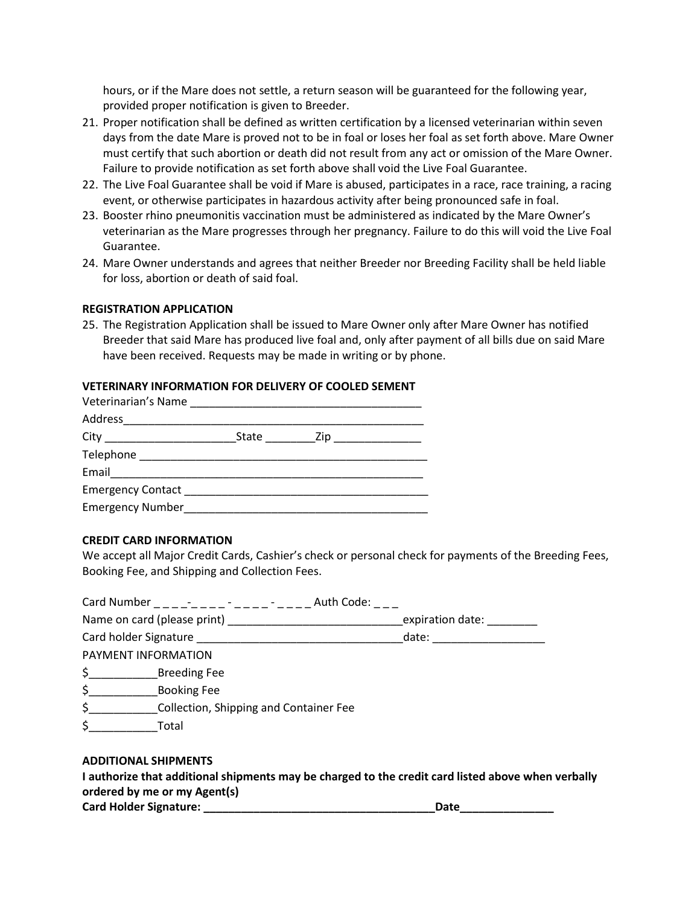hours, or if the Mare does not settle, a return season will be guaranteed for the following year, provided proper notification is given to Breeder.

21. Proper notification shall be defined as written certification by a licensed veterinarian within seven days from the date Mare is proved not to be in foal or loses her foal as set forth above. Mare Owner must certify that such abortion or death did not result from any act or omission of the Mare Owner. Failure to provide notification as set forth above shall void the Live Foal Guarantee.
22. The Live Foal Guarantee shall be void if Mare is abused, participates in a race, race training, a racing event, or otherwise participates in hazardous activity after being pronounced safe in foal.
23. Booster rhino pneumonitis vaccination must be administered as indicated by the Mare Owner's veterinarian as the Mare progresses through her pregnancy. Failure to do this will void the Live Foal Guarantee.
24. Mare Owner understands and agrees that neither Breeder nor Breeding Facility shall be held liable for loss, abortion or death of said foal.

**REGISTRATION APPLICATION**

25. The Registration Application shall be issued to Mare Owner only after Mare Owner has notified Breeder that said Mare has produced live foal and, only after payment of all bills due on said Mare have been received. Requests may be made in writing or by phone.

**VETERINARY INFORMATION FOR DELIVERY OF COOLED SEMENT**

Veterinarian's Name ______________________________________

Address_______________________________________________

City _____________________State ________Zip ______________

Telephone _______________________________________________

Email_________________________________________________

Emergency Contact _______________________________________

Emergency Number_______________________________________

**CREDIT CARD INFORMATION**

We accept all Major Credit Cards, Cashier's check or personal check for payments of the Breeding Fees, Booking Fee, and Shipping and Collection Fees.

Card Number _ _ _ _- _ _ _ _ - _ _ _ _ - _ _ _ _ Auth Code: _ _ _

Name on card (please print) ____________________________expiration date: ________

Card holder Signature _________________________________date: __________________

PAYMENT INFORMATION

$___________Breeding Fee

$___________Booking Fee

$___________Collection, Shipping and Container Fee

$___________Total

**ADDITIONAL SHIPMENTS**

**I authorize that additional shipments may be charged to the credit card listed above when verbally ordered by me or my Agent(s)**

**Card Holder Signature: _____________________________________Date_______________**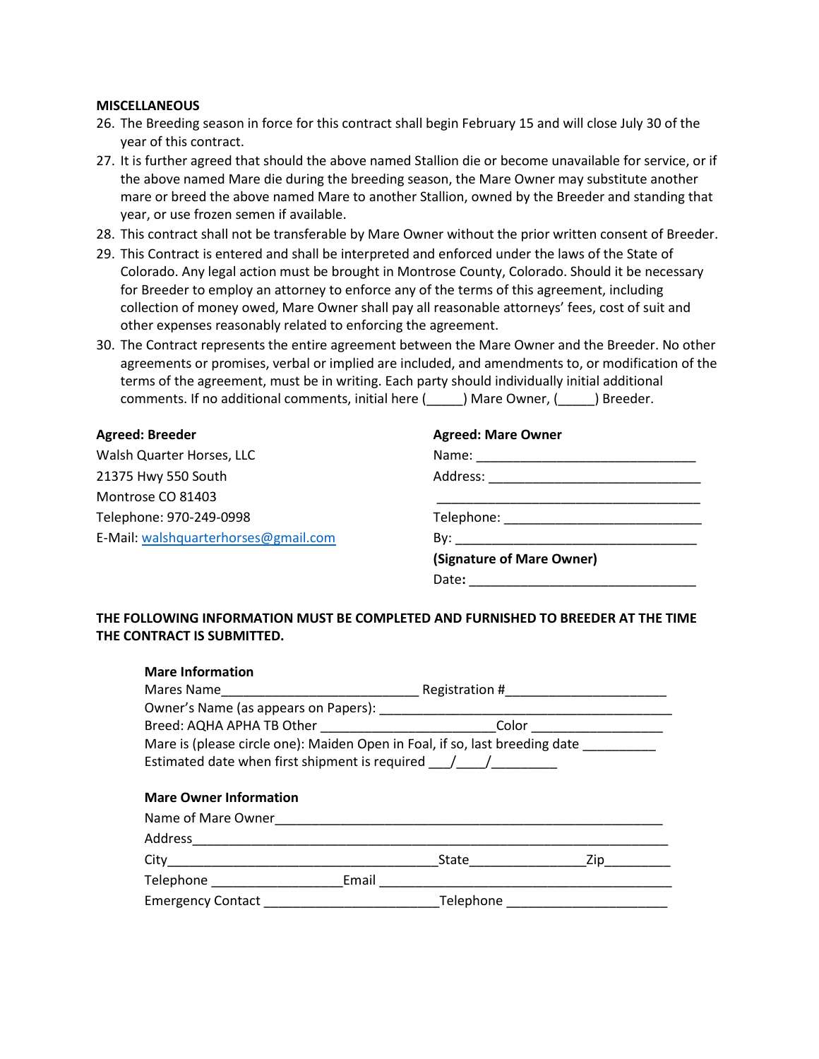**MISCELLANEOUS**

26. The Breeding season in force for this contract shall begin February 15 and will close July 30 of the year of this contract.
27. It is further agreed that should the above named Stallion die or become unavailable for service, or if the above named Mare die during the breeding season, the Mare Owner may substitute another mare or breed the above named Mare to another Stallion, owned by the Breeder and standing that year, or use frozen semen if available.
28. This contract shall not be transferable by Mare Owner without the prior written consent of Breeder.
29. This Contract is entered and shall be interpreted and enforced under the laws of the State of Colorado. Any legal action must be brought in Montrose County, Colorado. Should it be necessary for Breeder to employ an attorney to enforce any of the terms of this agreement, including collection of money owed, Mare Owner shall pay all reasonable attorneys' fees, cost of suit and other expenses reasonably related to enforcing the agreement.
30. The Contract represents the entire agreement between the Mare Owner and the Breeder. No other agreements or promises, verbal or implied are included, and amendments to, or modification of the terms of the agreement, must be in writing. Each party should individually initial additional comments. If no additional comments, initial here (_____) Mare Owner, (_____) Breeder.

**Agreed: Breeder**

Walsh Quarter Horses, LLC
21375 Hwy 550 South
Montrose CO 81403
Telephone: 970-249-0998
E-Mail: walshquarterhorses@gmail.com

**Agreed: Mare Owner**

Name: ______________________________
Address: ____________________________
____________________________________
Telephone: __________________________
By: ________________________________
**(Signature of Mare Owner)**
Date: _______________________________

**THE FOLLOWING INFORMATION MUST BE COMPLETED AND FURNISHED TO BREEDER AT THE TIME THE CONTRACT IS SUBMITTED.**

**Mare Information**

Mares Name___________________________ Registration #______________________
Owner's Name (as appears on Papers): ________________________________________
Breed: AQHA APHA TB Other _______________________Color __________________
Mare is (please circle one): Maiden Open in Foal, if so, last breeding date __________
Estimated date when first shipment is required ___/____/_________

**Mare Owner Information**

Name of Mare Owner_____________________________________________________
Address_______________________________________________________________
City_____________________________________State________________Zip_________
Telephone __________________Email ________________________________________
Emergency Contact ________________________Telephone ______________________